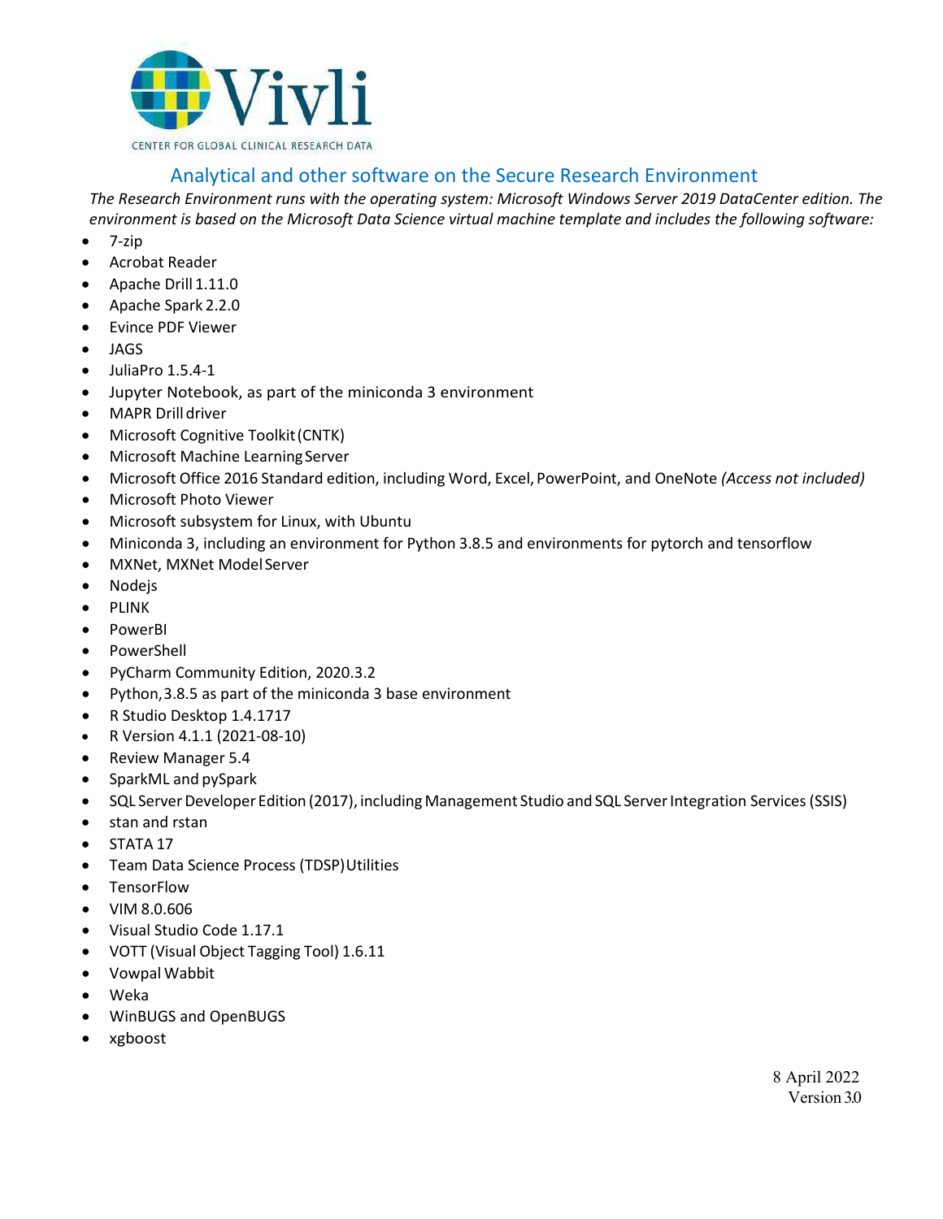Vivli

CENTER FOR GLOBAL CLINICAL RESEARCH DATA

# Analytical and other software on the Secure Research Environment

*The Research Environment runs with the operating system: Microsoft Windows Server 2019 DataCenter edition. The environment is based on the Microsoft Data Science virtual machine template and includes the following software:*

- 7-zip
- Acrobat Reader
- Apache Drill 1.11.0
- Apache Spark 2.2.0
- Evince PDF Viewer
- JAGS
- JuliaPro 1.5.4-1
- Jupyter Notebook, as part of the miniconda 3 environment
- MAPR Drill driver
- Microsoft Cognitive Toolkit (CNTK)
- Microsoft Machine Learning Server
- Microsoft Office 2016 Standard edition, including Word, Excel, PowerPoint, and OneNote *(Access not included)*
- Microsoft Photo Viewer
- Microsoft subsystem for Linux, with Ubuntu
- Miniconda 3, including an environment for Python 3.8.5 and environments for pytorch and tensorflow
- MXNet, MXNet Model Server
- Nodejs
- PLINK
- PowerBI
- PowerShell
- PyCharm Community Edition, 2020.3.2
- Python, 3.8.5 as part of the miniconda 3 base environment
- R Studio Desktop 1.4.1717
- R Version 4.1.1 (2021-08-10)
- Review Manager 5.4
- SparkML and pySpark
- SQL Server Developer Edition (2017), including Management Studio and SQL Server Integration Services (SSIS)
- stan and rstan
- STATA 17
- Team Data Science Process (TDSP) Utilities
- TensorFlow
- VIM 8.0.606
- Visual Studio Code 1.17.1
- VOTT (Visual Object Tagging Tool) 1.6.11
- Vowpal Wabbit
- Weka
- WinBUGS and OpenBUGS
- xgboost

8 April 2022
Version 3.0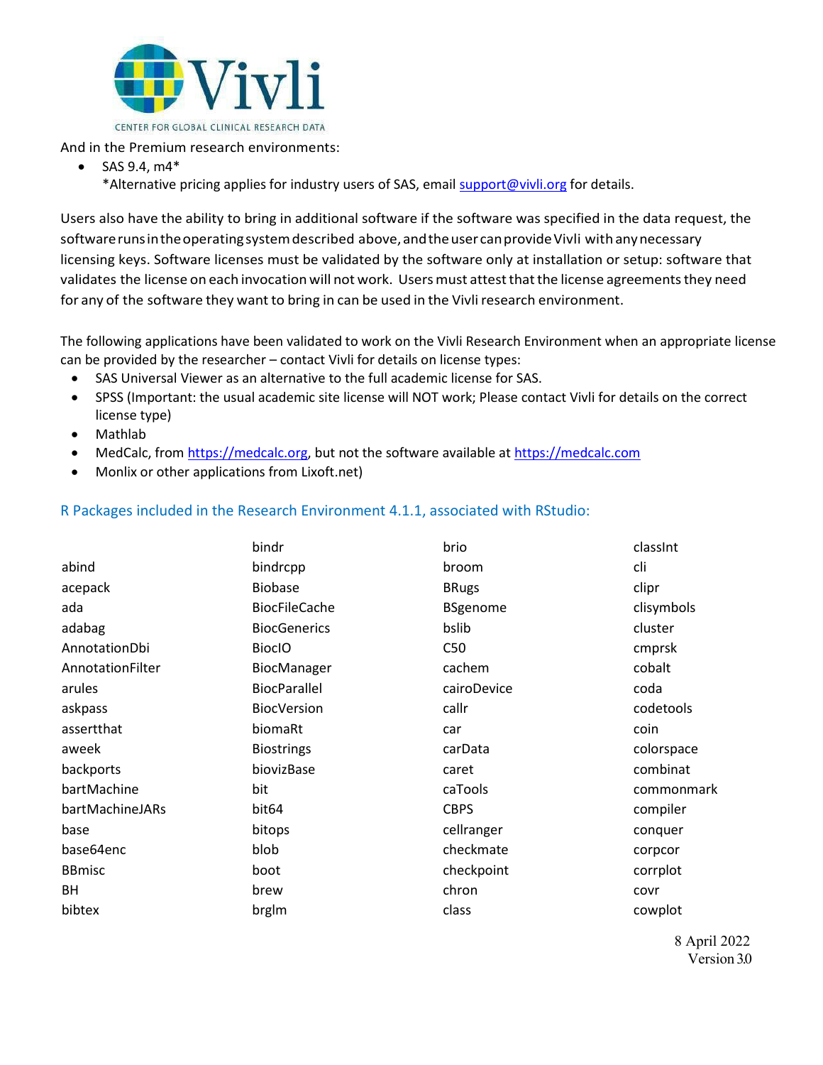And in the Premium research environments:

- SAS 9.4, m4*
  *Alternative pricing applies for industry users of SAS, email support@vivli.org for details.

Users also have the ability to bring in additional software if the software was specified in the data request, the software runs in the operating system described above, and the user can provide Vivli with any necessary licensing keys. Software licenses must be validated by the software only at installation or setup: software that validates the license on each invocation will not work. Users must attest that the license agreements they need for any of the software they want to bring in can be used in the Vivli research environment.

The following applications have been validated to work on the Vivli Research Environment when an appropriate license can be provided by the researcher – contact Vivli for details on license types:

- SAS Universal Viewer as an alternative to the full academic license for SAS.
- SPSS (Important: the usual academic site license will NOT work; Please contact Vivli for details on the correct license type)
- Mathlab
- MedCalc, from https://medcalc.org, but not the software available at https://medcalc.com
- Monlix or other applications from Lixoft.net)

## R Packages included in the Research Environment 4.1.1, associated with RStudio:

abind
acepack
ada
adabag
AnnotationDbi
AnnotationFilter
arules
askpass
assertthat
aweek
backports
bartMachine
bartMachineJARs
base
base64enc
BBmisc
BH
bibtex
bindr
bindrcpp
Biobase
BiocFileCache
BiocGenerics
BiocIO
BiocManager
BiocParallel
BiocVersion
biomaRt
Biostrings
biovizBase
bit
bit64
bitops
blob
boot
brew
brglm
brio
broom
BRugs
BSgenome
bslib
C50
cachem
cairoDevice
callr
car
carData
caret
caTools
CBPS
cellranger
checkmate
checkpoint
chron
class
classInt
cli
clipr
clisymbols
cluster
cmprsk
cobalt
coda
codetools
coin
colorspace
combinat
commonmark
compiler
conquer
corpcor
corrplot
covr
cowplot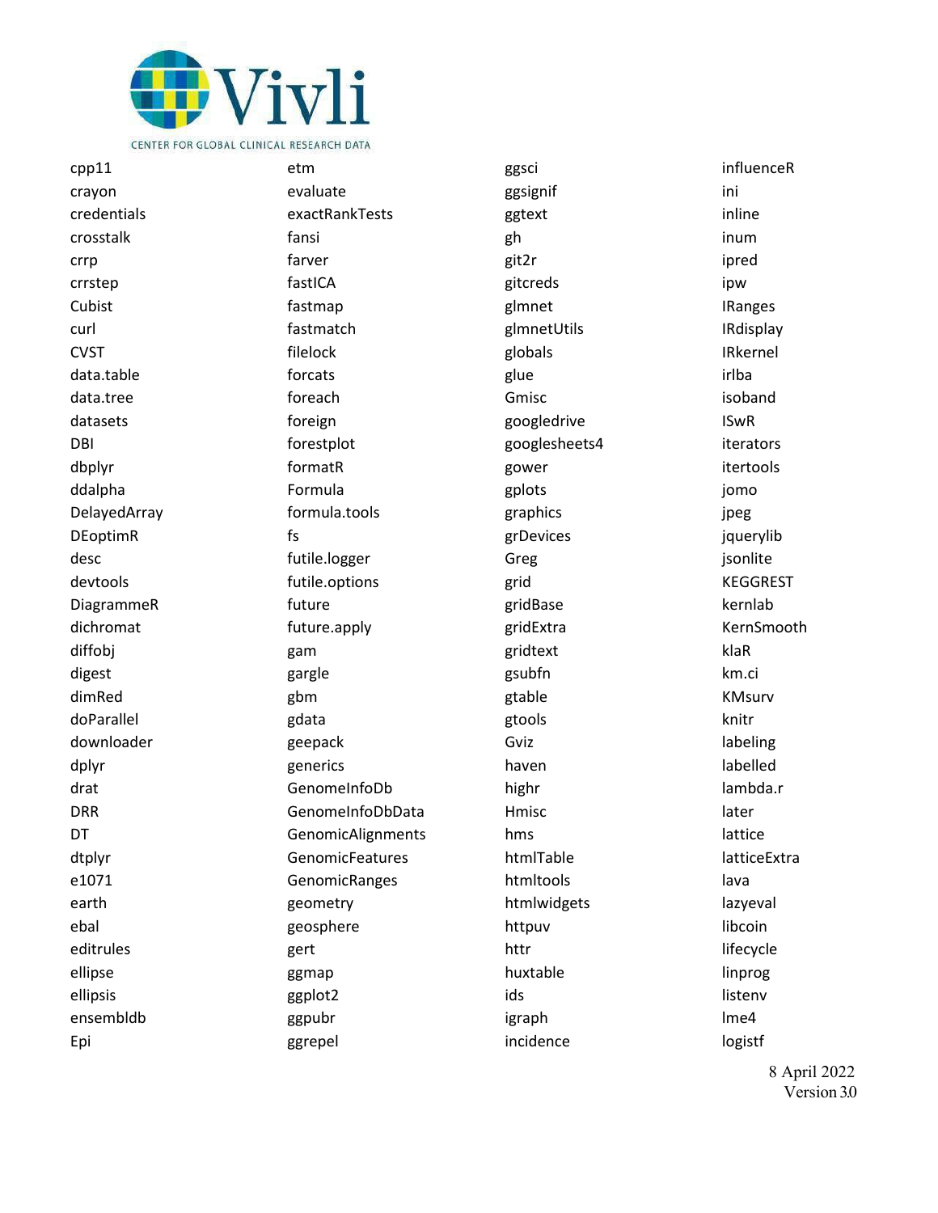cpp11
crayon
credentials
crosstalk
crrp
crrstep
Cubist
curl
CVST
data.table
data.tree
datasets
DBI
dbplyr
ddalpha
DelayedArray
DEoptimR
desc
devtools
DiagrammeR
dichromat
diffobj
digest
dimRed
doParallel
downloader
dplyr
drat
DRR
DT
dtplyr
e1071
earth
ebal
editrules
ellipse
ellipsis
ensembldb
Epi
etm
evaluate
exactRankTests
fansi
farver
fastICA
fastmap
fastmatch
filelock
forcats
foreach
foreign
forestplot
formatR
Formula
formula.tools
fs
futile.logger
futile.options
future
future.apply
gam
gargle
gbm
gdata
geepack
generics
GenomeInfoDb
GenomeInfoDbData
GenomicAlignments
GenomicFeatures
GenomicRanges
geometry
geosphere
gert
ggmap
ggplot2
ggpubr
ggrepel
ggsci
ggsignif
ggtext
gh
git2r
gitcreds
glmnet
glmnetUtils
globals
glue
Gmisc
googledrive
googlesheets4
gower
gplots
graphics
grDevices
Greg
grid
gridBase
gridExtra
gridtext
gsubfn
gtable
gtools
Gviz
haven
highr
Hmisc
hms
htmlTable
htmltools
htmlwidgets
httpuv
httr
huxtable
ids
igraph
incidence
influenceR
ini
inline
inum
ipred
ipw
IRanges
IRdisplay
IRkernel
irlba
isoband
ISwR
iterators
itertools
jomo
jpeg
jquerylib
jsonlite
KEGGREST
kernlab
KernSmooth
klaR
km.ci
KMsurv
knitr
labeling
labelled
lambda.r
later
lattice
latticeExtra
lava
lazyeval
libcoin
lifecycle
linprog
listenv
lme4
logistf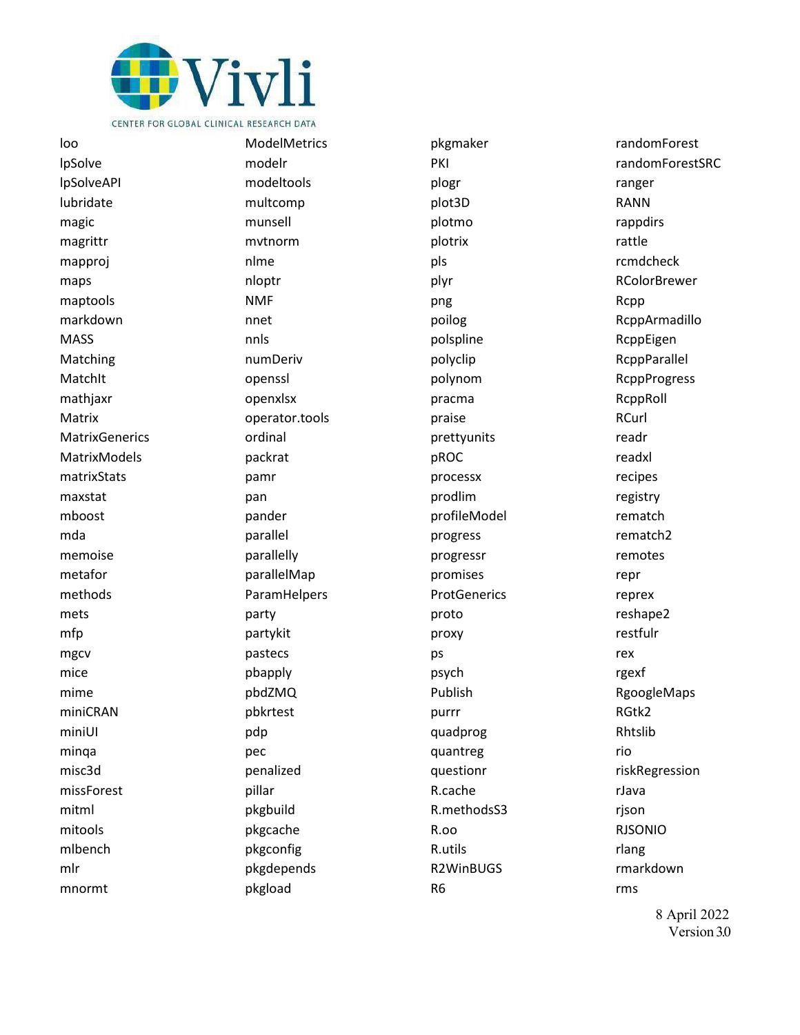loo
lpSolve
lpSolveAPI
lubridate
magic
magrittr
mapproj
maps
maptools
markdown
MASS
Matching
MatchIt
mathjaxr
Matrix
MatrixGenerics
MatrixModels
matrixStats
maxstat
mboost
mda
memoise
metafor
methods
mets
mfp
mgcv
mice
mime
miniCRAN
miniUI
minqa
misc3d
missForest
mitml
mitools
mlbench
mlr
mnormt
ModelMetrics
modelr
modeltools
multcomp
munsell
mvtnorm
nlme
nloptr
NMF
nnet
nnls
numDeriv
openssl
openxlsx
operator.tools
ordinal
packrat
pamr
pan
pander
parallel
parallelly
parallelMap
ParamHelpers
party
partykit
pastecs
pbapply
pbdZMQ
pbkrtest
pdp
pec
penalized
pillar
pkgbuild
pkgcache
pkgconfig
pkgdepends
pkgload
pkgmaker
PKI
plogr
plot3D
plotmo
plotrix
pls
plyr
png
poilog
polspline
polyclip
polynom
pracma
praise
prettyunits
pROC
processx
prodlim
profileModel
progress
progressr
promises
ProtGenerics
proto
proxy
ps
psych
Publish
purrr
quadprog
quantreg
questionr
R.cache
R.methodsS3
R.oo
R.utils
R2WinBUGS
R6
randomForest
randomForestSRC
ranger
RANN
rappdirs
rattle
rcmdcheck
RColorBrewer
Rcpp
RcppArmadillo
RcppEigen
RcppParallel
RcppProgress
RcppRoll
RCurl
readr
readxl
recipes
registry
rematch
rematch2
remotes
repr
reprex
reshape2
restfulr
rex
rgexf
RgoogleMaps
RGtk2
Rhtslib
rio
riskRegression
rJava
rjson
RJSONIO
rlang
rmarkdown
rms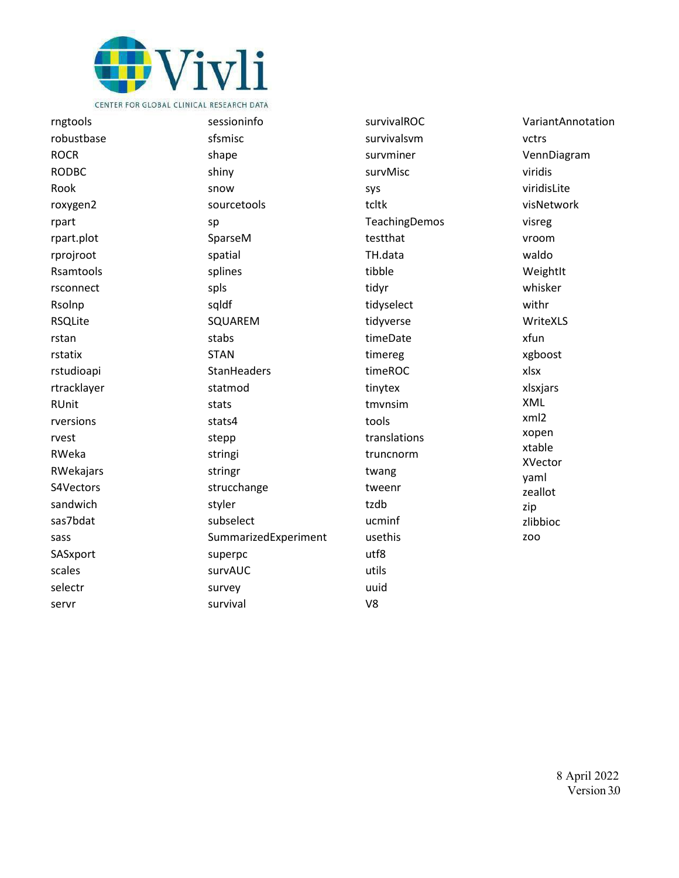rngtools
robustbase
ROCR
RODBC
Rook
roxygen2
rpart
rpart.plot
rprojroot
Rsamtools
rsconnect
Rsolnp
RSQLite
rstan
rstatix
rstudioapi
rtracklayer
RUnit
rversions
rvest
RWeka
RWekajars
S4Vectors
sandwich
sas7bdat
sass
SASxport
scales
selectr
servr

sessioninfo
sfsmisc
shape
shiny
snow
sourcetools
sp
SparseM
spatial
splines
spls
sqldf
SQUAREM
stabs
STAN
StanHeaders
statmod
stats
stats4
stepp
stringi
stringr
strucchange
styler
subselect
SummarizedExperiment
superpc
survAUC
survey
survival

survivalROC
survivalsvm
survminer
survMisc
sys
tcltk
TeachingDemos
testthat
TH.data
tibble
tidyr
tidyselect
tidyverse
timeDate
timereg
timeROC
tinytex
tmvnsim
tools
translations
truncnorm
twang
tweenr
tzdb
ucminf
usethis
utf8
utils
uuid
V8

VariantAnnotation
vctrs
VennDiagram
viridis
viridisLite
visNetwork
visreg
vroom
waldo
WeightIt
whisker
withr
WriteXLS
xfun
xgboost
xlsx
xlsxjars
XML
xml2
xopen
xtable
XVector
yaml
zeallot
zip
zlibbioc
zoo

8 April 2022
Version 3.0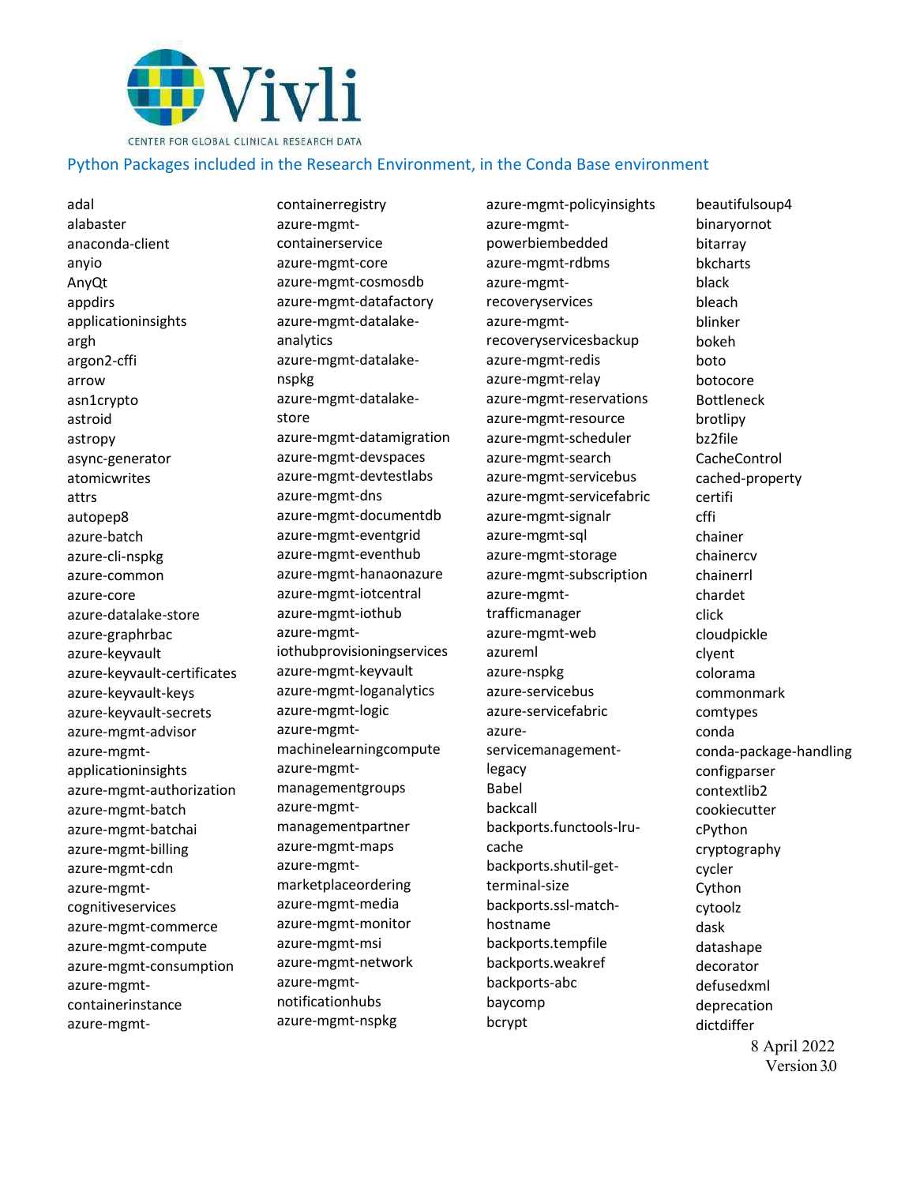Vivli

CENTER FOR GLOBAL CLINICAL RESEARCH DATA

## Python Packages included in the Research Environment, in the Conda Base environment

adal
alabaster
anaconda-client
anyio
AnyQt
appdirs
applicationinsights
argh
argon2-cffi
arrow
asn1crypto
astroid
astropy
async-generator
atomicwrites
attrs
autopep8
azure-batch
azure-cli-nspkg
azure-common
azure-core
azure-datalake-store
azure-graphrbac
azure-keyvault
azure-keyvault-certificates
azure-keyvault-keys
azure-keyvault-secrets
azure-mgmt-advisor
azure-mgmt-applicationinsights
azure-mgmt-authorization
azure-mgmt-batch
azure-mgmt-batchai
azure-mgmt-billing
azure-mgmt-cdn
azure-mgmt-cognitiveservices
azure-mgmt-commerce
azure-mgmt-compute
azure-mgmt-consumption
azure-mgmt-containerinstance
azure-mgmt-containerregistry
azure-mgmt-containerservice
azure-mgmt-core
azure-mgmt-cosmosdb
azure-mgmt-datafactory
azure-mgmt-datalake-analytics
azure-mgmt-datalake-nspkg
azure-mgmt-datalake-store
azure-mgmt-datamigration
azure-mgmt-devspaces
azure-mgmt-devtestlabs
azure-mgmt-dns
azure-mgmt-documentdb
azure-mgmt-eventgrid
azure-mgmt-eventhub
azure-mgmt-hanaonazure
azure-mgmt-iotcentral
azure-mgmt-iothub
azure-mgmt-iothubprovisioningservices
azure-mgmt-keyvault
azure-mgmt-loganalytics
azure-mgmt-logic
azure-mgmt-machinelearningcompute
azure-mgmt-managementgroups
azure-mgmt-managementpartner
azure-mgmt-maps
azure-mgmt-marketplaceordering
azure-mgmt-media
azure-mgmt-monitor
azure-mgmt-msi
azure-mgmt-network
azure-mgmt-notificationhubs
azure-mgmt-nspkg
azure-mgmt-policyinsights
azure-mgmt-powerbiembedded
azure-mgmt-rdbms
azure-mgmt-recoveryservices
azure-mgmt-recoveryservicesbackup
azure-mgmt-redis
azure-mgmt-relay
azure-mgmt-reservations
azure-mgmt-resource
azure-mgmt-scheduler
azure-mgmt-search
azure-mgmt-servicebus
azure-mgmt-servicefabric
azure-mgmt-signalr
azure-mgmt-sql
azure-mgmt-storage
azure-mgmt-subscription
azure-mgmt-trafficmanager
azure-mgmt-web
azureml
azure-nspkg
azure-servicebus
azure-servicefabric
azure-servicemanagement-legacy
Babel
backcall
backports.functools-lru-cache
backports.shutil-get-terminal-size
backports.ssl-match-hostname
backports.tempfile
backports.weakref
backports-abc
baycomp
bcrypt
beautifulsoup4
binaryornot
bitarray
bkcharts
black
bleach
blinker
bokeh
boto
botocore
Bottleneck
brotlipy
bz2file
CacheControl
cached-property
certifi
cffi
chainer
chainercv
chainerrl
chardet
click
cloudpickle
clyent
colorama
commonmark
comtypes
conda
conda-package-handling
configparser
contextlib2
cookiecutter
cPython
cryptography
cycler
Cython
cytoolz
dask
datashape
decorator
defusedxml
deprecation
dictdiffer

8 April 2022
Version 3.0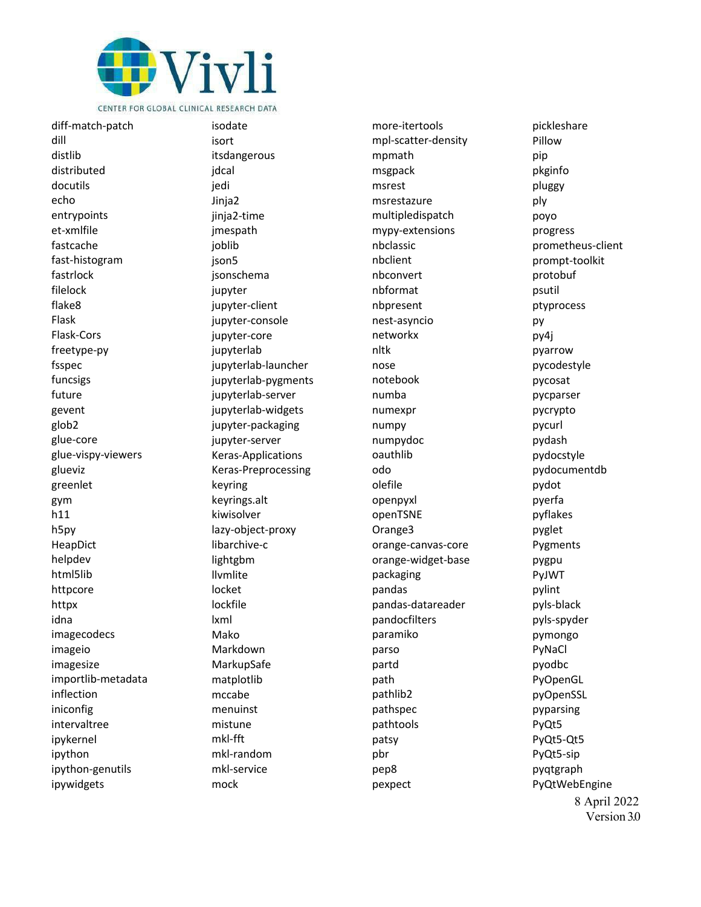diff-match-patch
dill
distlib
distributed
docutils
echo
entrypoints
et-xmlfile
fastcache
fast-histogram
fastrlock
filelock
flake8
Flask
Flask-Cors
freetype-py
fsspec
funcsigs
future
gevent
glob2
glue-core
glue-vispy-viewers
glueviz
greenlet
gym
h11
h5py
HeapDict
helpdev
html5lib
httpcore
httpx
idna
imagecodecs
imageio
imagesize
importlib-metadata
inflection
iniconfig
intervaltree
ipykernel
ipython
ipython-genutils
ipywidgets
isodate
isort
itsdangerous
jdcal
jedi
Jinja2
jinja2-time
jmespath
joblib
json5
jsonschema
jupyter
jupyter-client
jupyter-console
jupyter-core
jupyterlab
jupyterlab-launcher
jupyterlab-pygments
jupyterlab-server
jupyterlab-widgets
jupyter-packaging
jupyter-server
Keras-Applications
Keras-Preprocessing
keyring
keyrings.alt
kiwisolver
lazy-object-proxy
libarchive-c
lightgbm
llvmlite
locket
lockfile
lxml
Mako
Markdown
MarkupSafe
matplotlib
mccabe
menuinst
mistune
mkl-fft
mkl-random
mkl-service
mock
more-itertools
mpl-scatter-density
mpmath
msgpack
msrest
msrestazure
multipledispatch
mypy-extensions
nbclassic
nbclient
nbconvert
nbformat
nbpresent
nest-asyncio
networkx
nltk
nose
notebook
numba
numexpr
numpy
numpydoc
oauthlib
odo
olefile
openpyxl
openTSNE
Orange3
orange-canvas-core
orange-widget-base
packaging
pandas
pandas-datareader
pandocfilters
paramiko
parso
partd
path
pathlib2
pathspec
pathtools
patsy
pbr
pep8
pexpect
pickleshare
Pillow
pip
pkginfo
pluggy
ply
poyo
progress
prometheus-client
prompt-toolkit
protobuf
psutil
ptyprocess
py
py4j
pyarrow
pycodestyle
pycosat
pycparser
pycrypto
pycurl
pydash
pydocstyle
pydocumentdb
pydot
pyerfa
pyflakes
pyglet
Pygments
pygpu
PyJWT
pylint
pyls-black
pyls-spyder
pymongo
PyNaCl
pyodbc
PyOpenGL
pyOpenSSL
pyparsing
PyQt5
PyQt5-Qt5
PyQt5-sip
pyqtgraph
PyQtWebEngine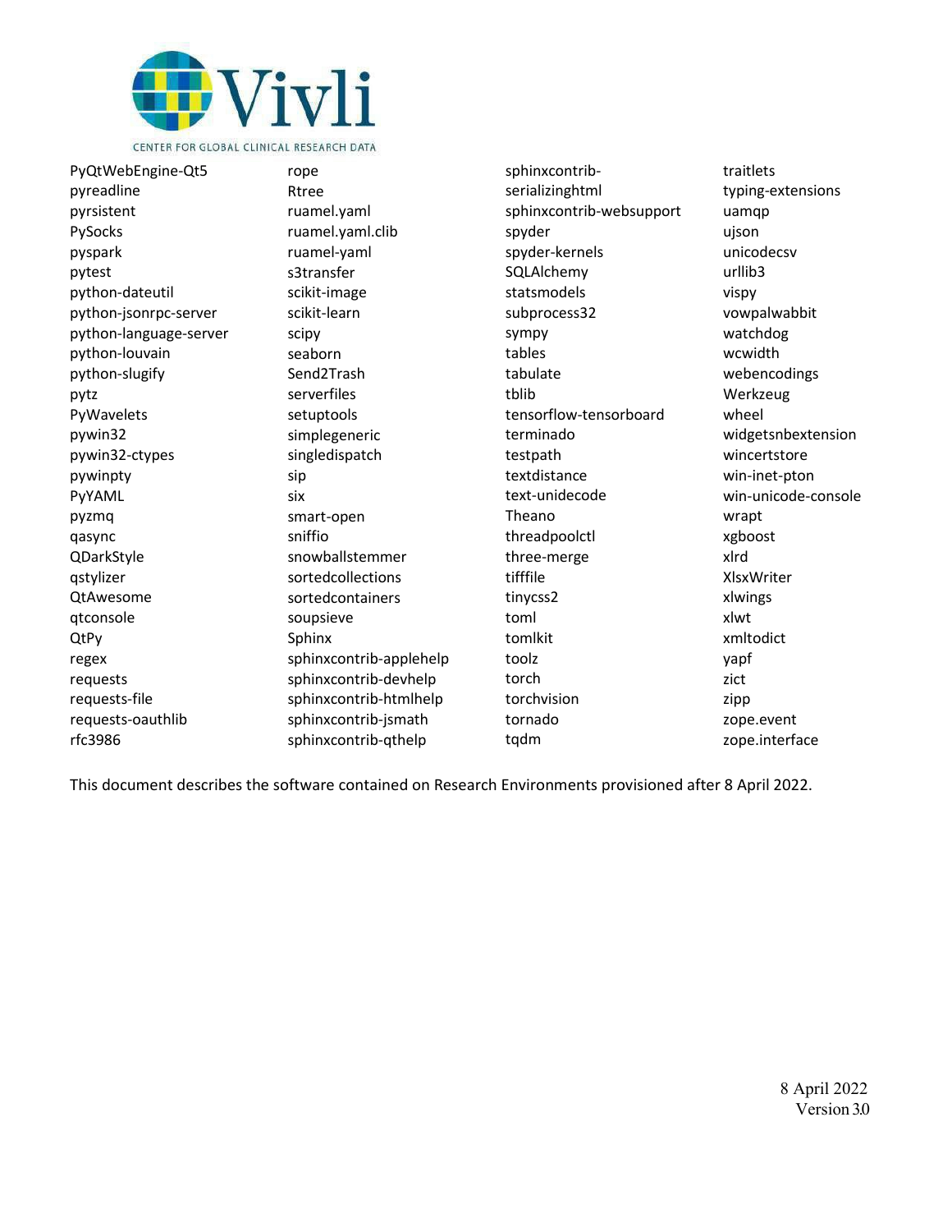PyQtWebEngine-Qt5
pyreadline
pyrsistent
PySocks
pyspark
pytest
python-dateutil
python-jsonrpc-server
python-language-server
python-louvain
python-slugify
pytz
PyWavelets
pywin32
pywin32-ctypes
pywinpty
PyYAML
pyzmq
qasync
QDarkStyle
qstylizer
QtAwesome
qtconsole
QtPy
regex
requests
requests-file
requests-oauthlib
rfc3986
rope
Rtree
ruamel.yaml
ruamel.yaml.clib
ruamel-yaml
s3transfer
scikit-image
scikit-learn
scipy
seaborn
Send2Trash
serverfiles
setuptools
simplegeneric
singledispatch
sip
six
smart-open
sniffio
snowballstemmer
sortedcollections
sortedcontainers
soupsieve
Sphinx
sphinxcontrib-applehelp
sphinxcontrib-devhelp
sphinxcontrib-htmlhelp
sphinxcontrib-jsmath
sphinxcontrib-qthelp
sphinxcontrib-serializinghtml
sphinxcontrib-websupport
spyder
spyder-kernels
SQLAlchemy
statsmodels
subprocess32
sympy
tables
tabulate
tblib
tensorflow-tensorboard
terminado
testpath
textdistance
text-unidecode
Theano
threadpoolctl
three-merge
tifffile
tinycss2
toml
tomlkit
toolz
torch
torchvision
tornado
tqdm
traitlets
typing-extensions
uamqp
ujson
unicodecsv
urllib3
vispy
vowpalwabbit
watchdog
wcwidth
webencodings
Werkzeug
wheel
widgetsnbextension
wincertstore
win-inet-pton
win-unicode-console
wrapt
xgboost
xlrd
XlsxWriter
xlwings
xlwt
xmltodict
yapf
zict
zipp
zope.event
zope.interface

This document describes the software contained on Research Environments provisioned after 8 April 2022.

8 April 2022
Version 3.0